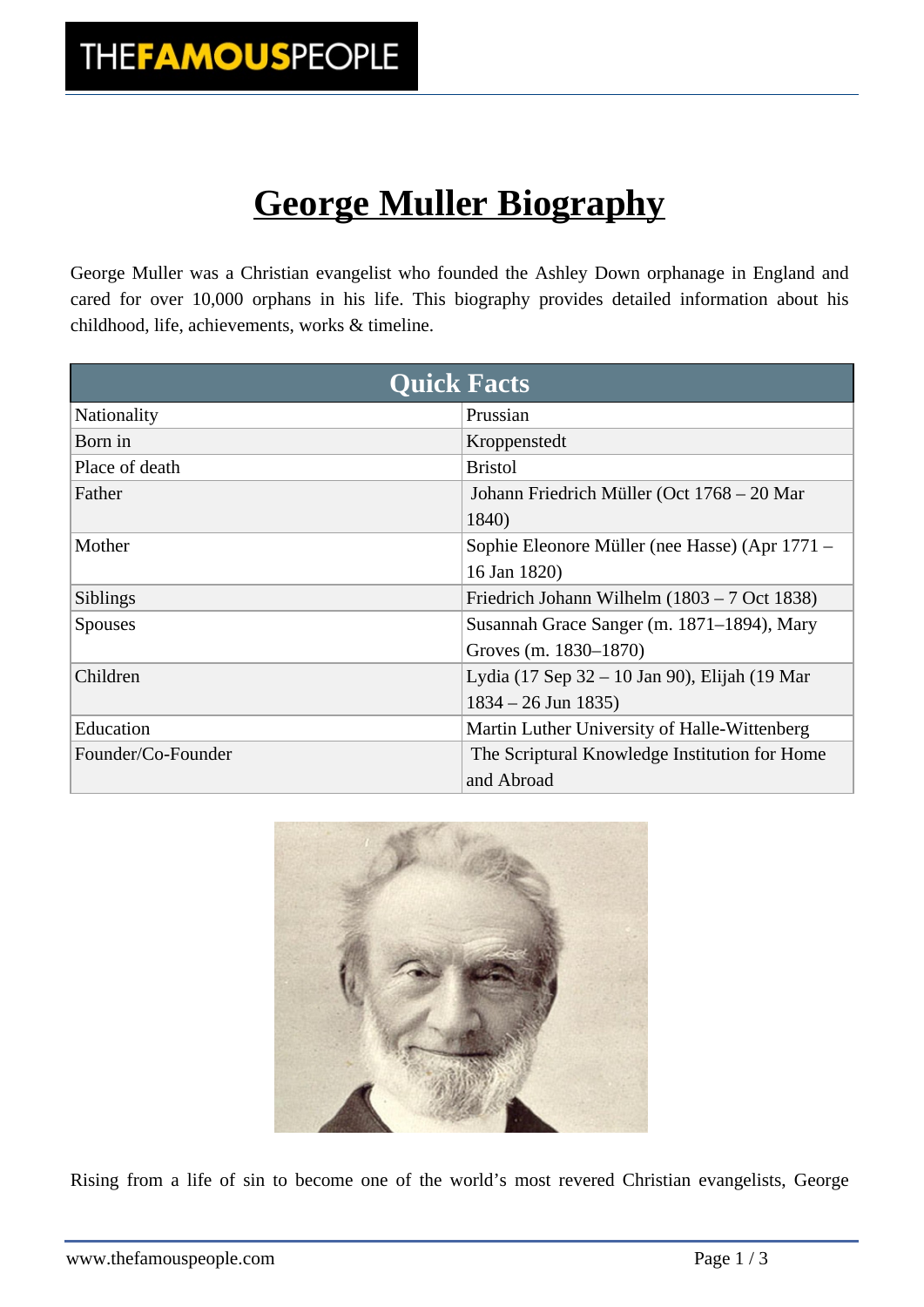# George Muller Biography

George Muller was a Christian evangelist who founded the Ashley Down orphanage in England and cared for over 10,000 orphans in his life. This biography provides detailed information about his childhood, life, achievements, works & timeline.

| Quick Facts | |
|---|---|
| Nationality | Prussian |
| Born in | Kroppenstedt |
| Place of death | Bristol |
| Father | Johann Friedrich Müller (Oct 1768 – 20 Mar 1840) |
| Mother | Sophie Eleonore Müller (nee Hasse) (Apr 1771 – 16 Jan 1820) |
| Siblings | Friedrich Johann Wilhelm (1803 – 7 Oct 1838) |
| Spouses | Susannah Grace Sanger (m. 1871–1894), Mary Groves (m. 1830–1870) |
| Children | Lydia (17 Sep 32 – 10 Jan 90), Elijah (19 Mar 1834 – 26 Jun 1835) |
| Education | Martin Luther University of Halle-Wittenberg |
| Founder/Co-Founder | The Scriptural Knowledge Institution for Home and Abroad |

Rising from a life of sin to become one of the world's most revered Christian evangelists, George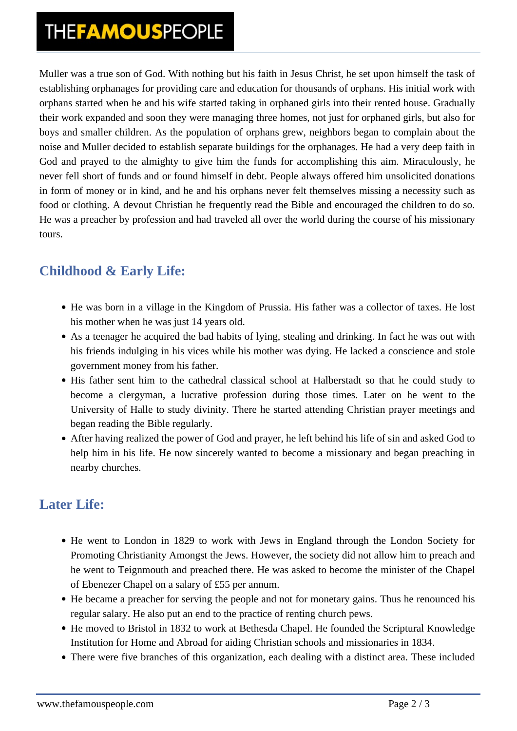Muller was a true son of God. With nothing but his faith in Jesus Christ, he set upon himself the task of establishing orphanages for providing care and education for thousands of orphans. His initial work with orphans started when he and his wife started taking in orphaned girls into their rented house. Gradually their work expanded and soon they were managing three homes, not just for orphaned girls, but also for boys and smaller children. As the population of orphans grew, neighbors began to complain about the noise and Muller decided to establish separate buildings for the orphanages. He had a very deep faith in God and prayed to the almighty to give him the funds for accomplishing this aim. Miraculously, he never fell short of funds and or found himself in debt. People always offered him unsolicited donations in form of money or in kind, and he and his orphans never felt themselves missing a necessity such as food or clothing. A devout Christian he frequently read the Bible and encouraged the children to do so. He was a preacher by profession and had traveled all over the world during the course of his missionary tours.

## Childhood & Early Life:

- He was born in a village in the Kingdom of Prussia. His father was a collector of taxes. He lost his mother when he was just 14 years old.
- As a teenager he acquired the bad habits of lying, stealing and drinking. In fact he was out with his friends indulging in his vices while his mother was dying. He lacked a conscience and stole government money from his father.
- His father sent him to the cathedral classical school at Halberstadt so that he could study to become a clergyman, a lucrative profession during those times. Later on he went to the University of Halle to study divinity. There he started attending Christian prayer meetings and began reading the Bible regularly.
- After having realized the power of God and prayer, he left behind his life of sin and asked God to help him in his life. He now sincerely wanted to become a missionary and began preaching in nearby churches.

## Later Life:

- He went to London in 1829 to work with Jews in England through the London Society for Promoting Christianity Amongst the Jews. However, the society did not allow him to preach and he went to Teignmouth and preached there. He was asked to become the minister of the Chapel of Ebenezer Chapel on a salary of £55 per annum.
- He became a preacher for serving the people and not for monetary gains. Thus he renounced his regular salary. He also put an end to the practice of renting church pews.
- He moved to Bristol in 1832 to work at Bethesda Chapel. He founded the Scriptural Knowledge Institution for Home and Abroad for aiding Christian schools and missionaries in 1834.
- There were five branches of this organization, each dealing with a distinct area. These included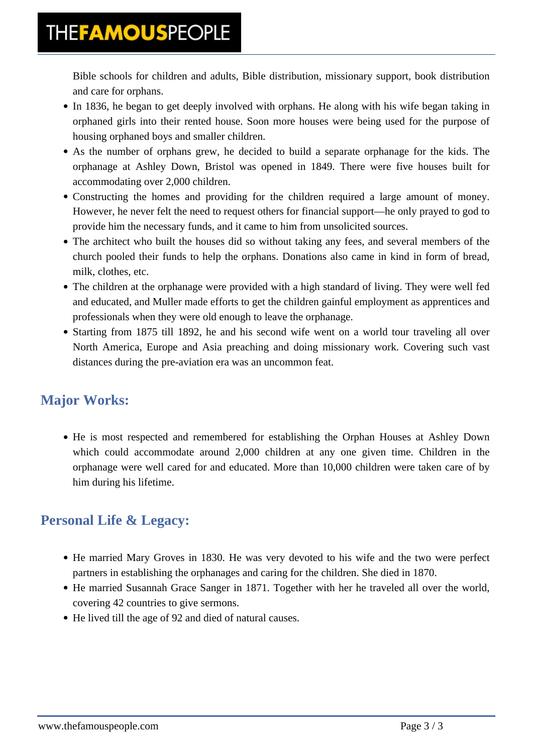Bible schools for children and adults, Bible distribution, missionary support, book distribution and care for orphans.

- In 1836, he began to get deeply involved with orphans. He along with his wife began taking in orphaned girls into their rented house. Soon more houses were being used for the purpose of housing orphaned boys and smaller children.
- As the number of orphans grew, he decided to build a separate orphanage for the kids. The orphanage at Ashley Down, Bristol was opened in 1849. There were five houses built for accommodating over 2,000 children.
- Constructing the homes and providing for the children required a large amount of money. However, he never felt the need to request others for financial support—he only prayed to god to provide him the necessary funds, and it came to him from unsolicited sources.
- The architect who built the houses did so without taking any fees, and several members of the church pooled their funds to help the orphans. Donations also came in kind in form of bread, milk, clothes, etc.
- The children at the orphanage were provided with a high standard of living. They were well fed and educated, and Muller made efforts to get the children gainful employment as apprentices and professionals when they were old enough to leave the orphanage.
- Starting from 1875 till 1892, he and his second wife went on a world tour traveling all over North America, Europe and Asia preaching and doing missionary work. Covering such vast distances during the pre-aviation era was an uncommon feat.

## Major Works:

- He is most respected and remembered for establishing the Orphan Houses at Ashley Down which could accommodate around 2,000 children at any one given time. Children in the orphanage were well cared for and educated. More than 10,000 children were taken care of by him during his lifetime.

## Personal Life & Legacy:

- He married Mary Groves in 1830. He was very devoted to his wife and the two were perfect partners in establishing the orphanages and caring for the children. She died in 1870.
- He married Susannah Grace Sanger in 1871. Together with her he traveled all over the world, covering 42 countries to give sermons.
- He lived till the age of 92 and died of natural causes.